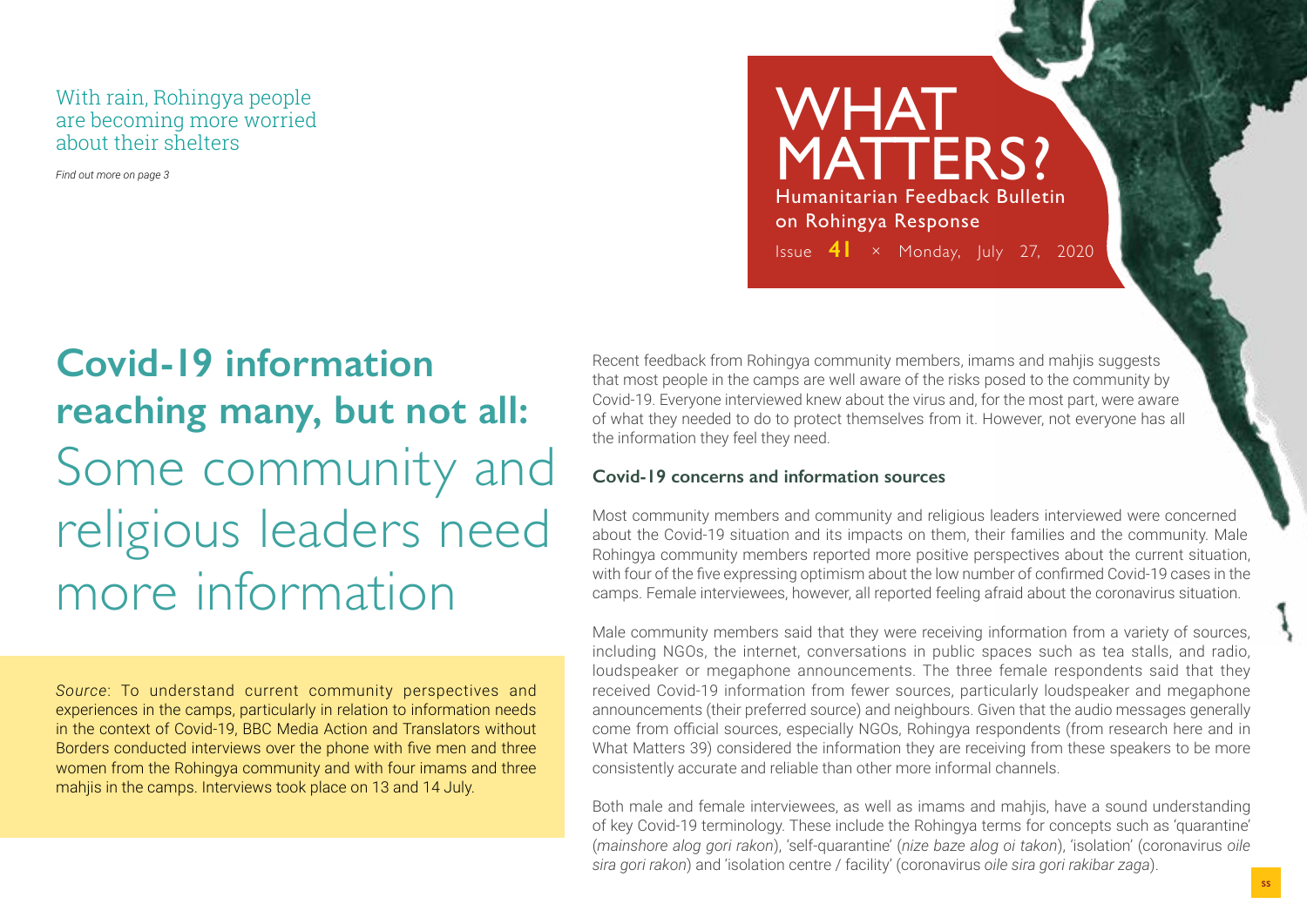With rain, Rohingya people are becoming more worried about their shelters

*Find out more on page 3*

# WHAT MATTERS?

Humanitarian Feedback Bulletin on Rohingya Response

Issue **41** × Monday, July 27, 2020

## **Covid-19 information reaching many, but not all:** Some community and religious leaders need more information

*Source*: To understand current community perspectives and experiences in the camps, particularly in relation to information needs in the context of Covid-19, BBC Media Action and Translators without Borders conducted interviews over the phone with five men and three women from the Rohingya community and with four imams and three mahjis in the camps. Interviews took place on 13 and 14 July.

Recent feedback from Rohingya community members, imams and mahjis suggests that most people in the camps are well aware of the risks posed to the community by Covid-19. Everyone interviewed knew about the virus and, for the most part, were aware of what they needed to do to protect themselves from it. However, not everyone has all the information they feel they need.

### Covid-19 concerns and information sources

Most community members and community and religious leaders interviewed were concerned about the Covid-19 situation and its impacts on them, their families and the community. Male Rohingya community members reported more positive perspectives about the current situation, with four of the five expressing optimism about the low number of confirmed Covid-19 cases in the camps. Female interviewees, however, all reported feeling afraid about the coronavirus situation.

Male community members said that they were receiving information from a variety of sources, including NGOs, the internet, conversations in public spaces such as tea stalls, and radio, loudspeaker or megaphone announcements. The three female respondents said that they received Covid-19 information from fewer sources, particularly loudspeaker and megaphone announcements (their preferred source) and neighbours. Given that the audio messages generally come from official sources, especially NGOs, Rohingya respondents (from research here and in What Matters 39) considered the information they are receiving from these speakers to be more consistently accurate and reliable than other more informal channels.

Both male and female interviewees, as well as imams and mahjis, have a sound understanding of key Covid-19 terminology. These include the Rohingya terms for concepts such as 'quarantine' (*mainshore alog gori rakon*), 'self-quarantine' (*nize baze alog oi takon*), 'isolation' (coronavirus *oile sira gori rakon*) and 'isolation centre / facility' (coronavirus *oile sira gori rakibar zaga*).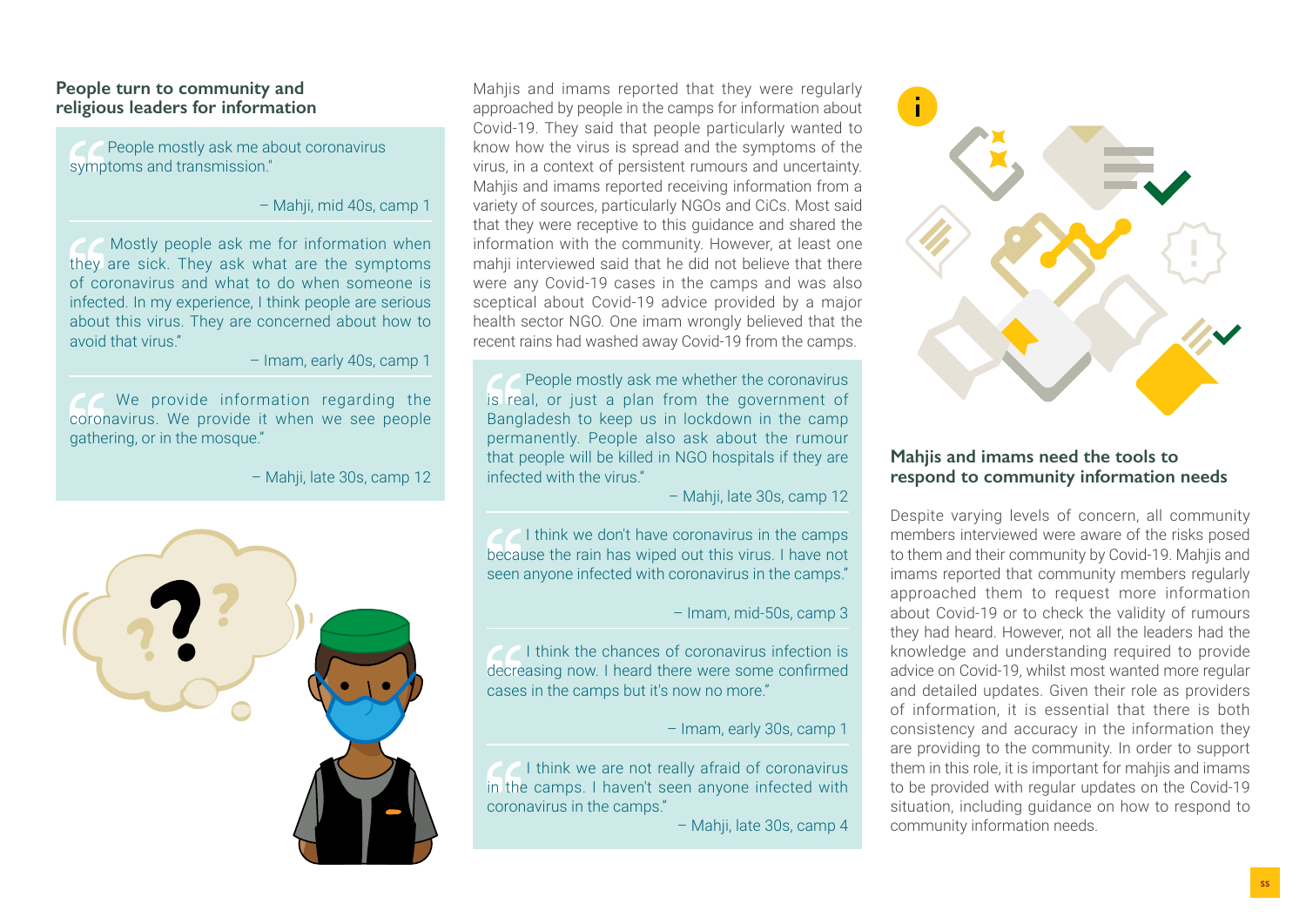## People turn to community and religious leaders for information

> People mostly ask me about coronavirus symptoms and transmission."
>
> – Mahji, mid 40s, camp 1

> Mostly people ask me for information when they are sick. They ask what are the symptoms of coronavirus and what to do when someone is infected. In my experience, I think people are serious about this virus. They are concerned about how to avoid that virus."
>
> – Imam, early 40s, camp 1

> We provide information regarding the coronavirus. We provide it when we see people gathering, or in the mosque."
>
> – Mahji, late 30s, camp 12

Mahjis and imams reported that they were regularly approached by people in the camps for information about Covid-19. They said that people particularly wanted to know how the virus is spread and the symptoms of the virus, in a context of persistent rumours and uncertainty. Mahjis and imams reported receiving information from a variety of sources, particularly NGOs and CiCs. Most said that they were receptive to this guidance and shared the information with the community. However, at least one mahji interviewed said that he did not believe that there were any Covid-19 cases in the camps and was also sceptical about Covid-19 advice provided by a major health sector NGO. One imam wrongly believed that the recent rains had washed away Covid-19 from the camps.

> People mostly ask me whether the coronavirus is real, or just a plan from the government of Bangladesh to keep us in lockdown in the camp permanently. People also ask about the rumour that people will be killed in NGO hospitals if they are infected with the virus."
>
> – Mahji, late 30s, camp 12

> I think we don't have coronavirus in the camps because the rain has wiped out this virus. I have not seen anyone infected with coronavirus in the camps."
>
> – Imam, mid-50s, camp 3

> I think the chances of coronavirus infection is decreasing now. I heard there were some confirmed cases in the camps but it's now no more."
>
> – Imam, early 30s, camp 1

> I think we are not really afraid of coronavirus in the camps. I haven't seen anyone infected with coronavirus in the camps."
>
> – Mahji, late 30s, camp 4

## Mahjis and imams need the tools to respond to community information needs

Despite varying levels of concern, all community members interviewed were aware of the risks posed to them and their community by Covid-19. Mahjis and imams reported that community members regularly approached them to request more information about Covid-19 or to check the validity of rumours they had heard. However, not all the leaders had the knowledge and understanding required to provide advice on Covid-19, whilst most wanted more regular and detailed updates. Given their role as providers of information, it is essential that there is both consistency and accuracy in the information they are providing to the community. In order to support them in this role, it is important for mahjis and imams to be provided with regular updates on the Covid-19 situation, including guidance on how to respond to community information needs.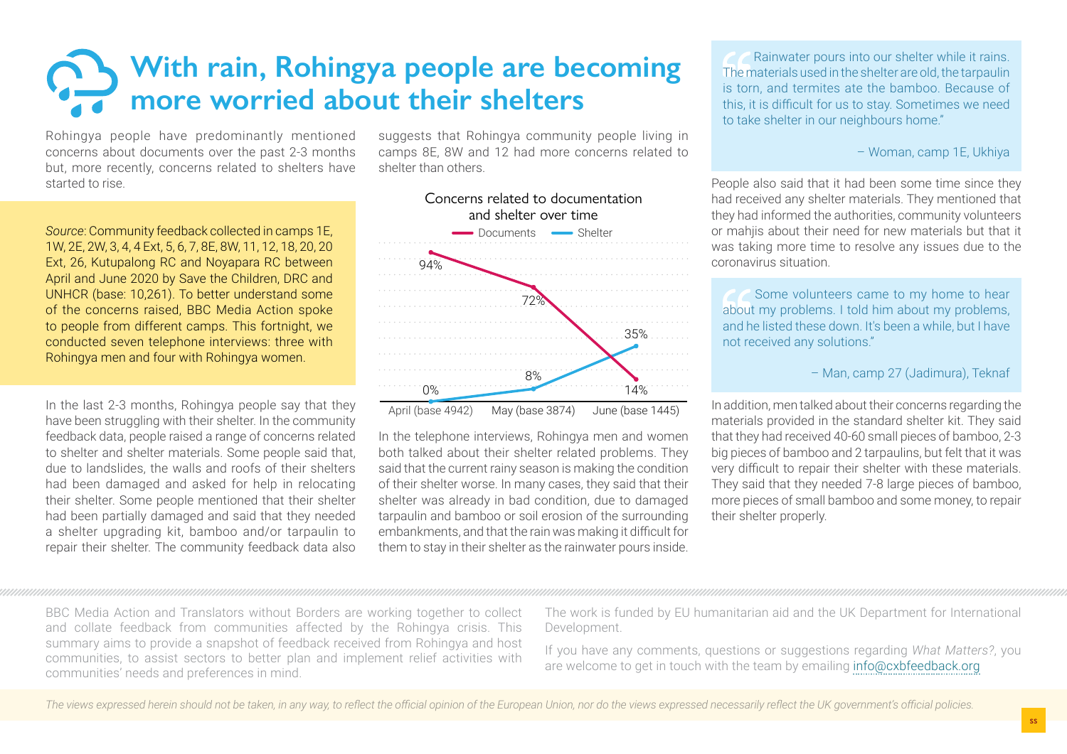# With rain, Rohingya people are becoming more worried about their shelters

Rohingya people have predominantly mentioned concerns about documents over the past 2-3 months but, more recently, concerns related to shelters have started to rise.

*Source*: Community feedback collected in camps 1E, 1W, 2E, 2W, 3, 4, 4 Ext, 5, 6, 7, 8E, 8W, 11, 12, 18, 20, 20 Ext, 26, Kutupalong RC and Noyapara RC between April and June 2020 by Save the Children, DRC and UNHCR (base: 10,261). To better understand some of the concerns raised, BBC Media Action spoke to people from different camps. This fortnight, we conducted seven telephone interviews: three with Rohingya men and four with Rohingya women.

In the last 2-3 months, Rohingya people say that they have been struggling with their shelter. In the community feedback data, people raised a range of concerns related to shelter and shelter materials. Some people said that, due to landslides, the walls and roofs of their shelters had been damaged and asked for help in relocating their shelter. Some people mentioned that their shelter had been partially damaged and said that they needed a shelter upgrading kit, bamboo and/or tarpaulin to repair their shelter. The community feedback data also suggests that Rohingya community people living in camps 8E, 8W and 12 had more concerns related to shelter than others.

Concerns related to documentation and shelter over time

Documents
Shelter

94%
72%
14%
0%
8%
35%

April (base 4942)
May (base 3874)
June (base 1445)

In the telephone interviews, Rohingya men and women both talked about their shelter related problems. They said that the current rainy season is making the condition of their shelter worse. In many cases, they said that their shelter was already in bad condition, due to damaged tarpaulin and bamboo or soil erosion of the surrounding embankments, and that the rain was making it difficult for them to stay in their shelter as the rainwater pours inside.

> "Rainwater pours into our shelter while it rains. The materials used in the shelter are old, the tarpaulin is torn, and termites ate the bamboo. Because of this, it is difficult for us to stay. Sometimes we need to take shelter in our neighbours home."
>
> – Woman, camp 1E, Ukhiya

People also said that it had been some time since they had received any shelter materials. They mentioned that they had informed the authorities, community volunteers or mahjis about their need for new materials but that it was taking more time to resolve any issues due to the coronavirus situation.

> "Some volunteers came to my home to hear about my problems. I told him about my problems, and he listed these down. It's been a while, but I have not received any solutions."
>
> – Man, camp 27 (Jadimura), Teknaf

In addition, men talked about their concerns regarding the materials provided in the standard shelter kit. They said that they had received 40-60 small pieces of bamboo, 2-3 big pieces of bamboo and 2 tarpaulins, but felt that it was very difficult to repair their shelter with these materials. They said that they needed 7-8 large pieces of bamboo, more pieces of small bamboo and some money, to repair their shelter properly.

---

BBC Media Action and Translators without Borders are working together to collect and collate feedback from communities affected by the Rohingya crisis. This summary aims to provide a snapshot of feedback received from Rohingya and host communities, to assist sectors to better plan and implement relief activities with communities' needs and preferences in mind.

The work is funded by EU humanitarian aid and the UK Department for International Development.

If you have any comments, questions or suggestions regarding *What Matters?*, you are welcome to get in touch with the team by emailing info@cxbfeedback.org

*The views expressed herein should not be taken, in any way, to reflect the official opinion of the European Union, nor do the views expressed necessarily reflect the UK government's official policies.*